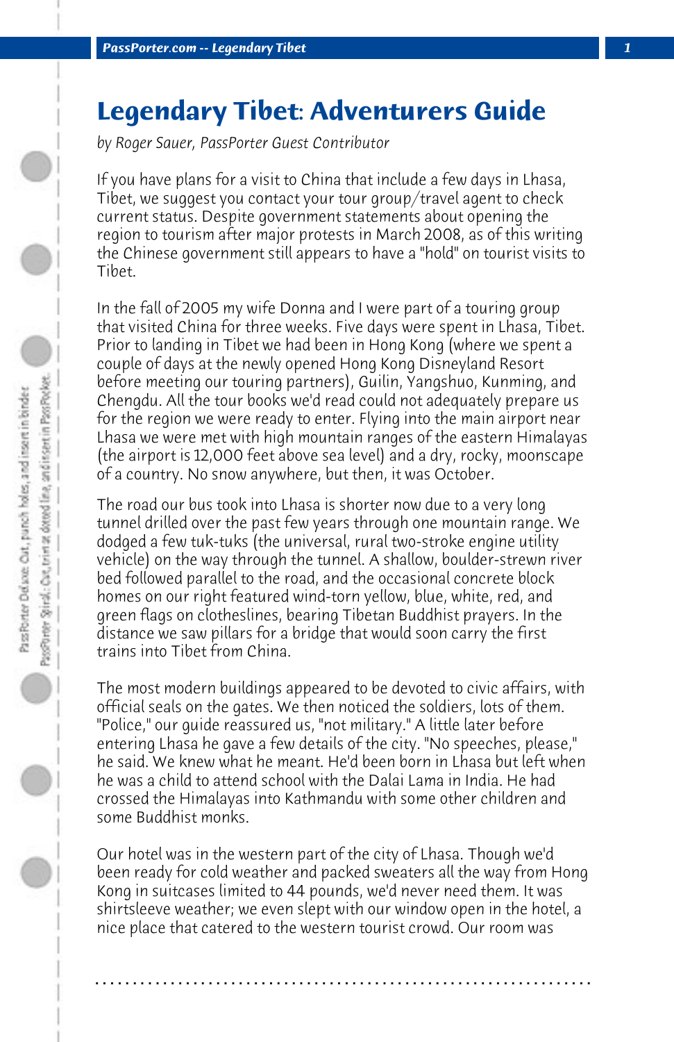# Legendary Tibet: Adventurers Guide

*by Roger Sauer, PassPorter Guest Contributor*

If you have plans for a visit to China that include a few days in Lhasa, Tibet, we suggest you contact your tour group/travel agent to check current status. Despite government statements about opening the region to tourism after major protests in March 2008, as of this writing the Chinese government still appears to have a "hold" on tourist visits to Tibet.

In the fall of 2005 my wife Donna and I were part of a touring group that visited China for three weeks. Five days were spent in Lhasa, Tibet. Prior to landing in Tibet we had been in Hong Kong (where we spent a couple of days at the newly opened Hong Kong Disneyland Resort before meeting our touring partners), Guilin, Yangshuo, Kunming, and Chengdu. All the tour books we'd read could not adequately prepare us for the region we were ready to enter. Flying into the main airport near Lhasa we were met with high mountain ranges of the eastern Himalayas (the airport is 12,000 feet above sea level) and a dry, rocky, moonscape of a country. No snow anywhere, but then, it was October.

The road our bus took into Lhasa is shorter now due to a very long tunnel drilled over the past few years through one mountain range. We dodged a few tuk-tuks (the universal, rural two-stroke engine utility vehicle) on the way through the tunnel. A shallow, boulder-strewn river bed followed parallel to the road, and the occasional concrete block homes on our right featured wind-torn yellow, blue, white, red, and green flags on clotheslines, bearing Tibetan Buddhist prayers. In the distance we saw pillars for a bridge that would soon carry the first trains into Tibet from China.

The most modern buildings appeared to be devoted to civic affairs, with official seals on the gates. We then noticed the soldiers, lots of them. "Police," our guide reassured us, "not military." A little later before entering Lhasa he gave a few details of the city. "No speeches, please," he said. We knew what he meant. He'd been born in Lhasa but left when he was a child to attend school with the Dalai Lama in India. He had crossed the Himalayas into Kathmandu with some other children and some Buddhist monks.

Our hotel was in the western part of the city of Lhasa. Though we'd been ready for cold weather and packed sweaters all the way from Hong Kong in suitcases limited to 44 pounds, we'd never need them. It was shirtsleeve weather; we even slept with our window open in the hotel, a nice place that catered to the western tourist crowd. Our room was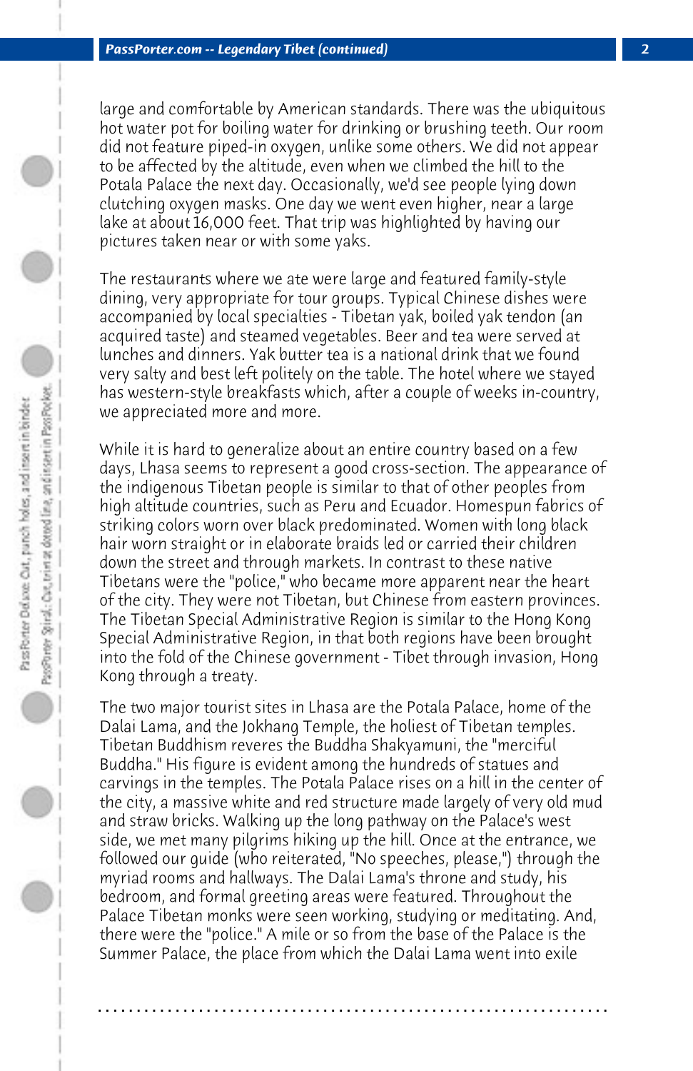large and comfortable by American standards. There was the ubiquitous hot water pot for boiling water for drinking or brushing teeth. Our room did not feature piped-in oxygen, unlike some others. We did not appear to be affected by the altitude, even when we climbed the hill to the Potala Palace the next day. Occasionally, we'd see people lying down clutching oxygen masks. One day we went even higher, near a large lake at about 16,000 feet. That trip was highlighted by having our pictures taken near or with some yaks.

The restaurants where we ate were large and featured family-style dining, very appropriate for tour groups. Typical Chinese dishes were accompanied by local specialties - Tibetan yak, boiled yak tendon (an acquired taste) and steamed vegetables. Beer and tea were served at lunches and dinners. Yak butter tea is a national drink that we found very salty and best left politely on the table. The hotel where we stayed has western-style breakfasts which, after a couple of weeks in-country, we appreciated more and more.

While it is hard to generalize about an entire country based on a few days, Lhasa seems to represent a good cross-section. The appearance of the indigenous Tibetan people is similar to that of other peoples from high altitude countries, such as Peru and Ecuador. Homespun fabrics of striking colors worn over black predominated. Women with long black hair worn straight or in elaborate braids led or carried their children down the street and through markets. In contrast to these native Tibetans were the "police," who became more apparent near the heart of the city. They were not Tibetan, but Chinese from eastern provinces. The Tibetan Special Administrative Region is similar to the Hong Kong Special Administrative Region, in that both regions have been brought into the fold of the Chinese government - Tibet through invasion, Hong Kong through a treaty.

The two major tourist sites in Lhasa are the Potala Palace, home of the Dalai Lama, and the Jokhang Temple, the holiest of Tibetan temples. Tibetan Buddhism reveres the Buddha Shakyamuni, the "merciful Buddha." His figure is evident among the hundreds of statues and carvings in the temples. The Potala Palace rises on a hill in the center of the city, a massive white and red structure made largely of very old mud and straw bricks. Walking up the long pathway on the Palace's west side, we met many pilgrims hiking up the hill. Once at the entrance, we followed our guide (who reiterated, "No speeches, please,") through the myriad rooms and hallways. The Dalai Lama's throne and study, his bedroom, and formal greeting areas were featured. Throughout the Palace Tibetan monks were seen working, studying or meditating. And, there were the "police." A mile or so from the base of the Palace is the Summer Palace, the place from which the Dalai Lama went into exile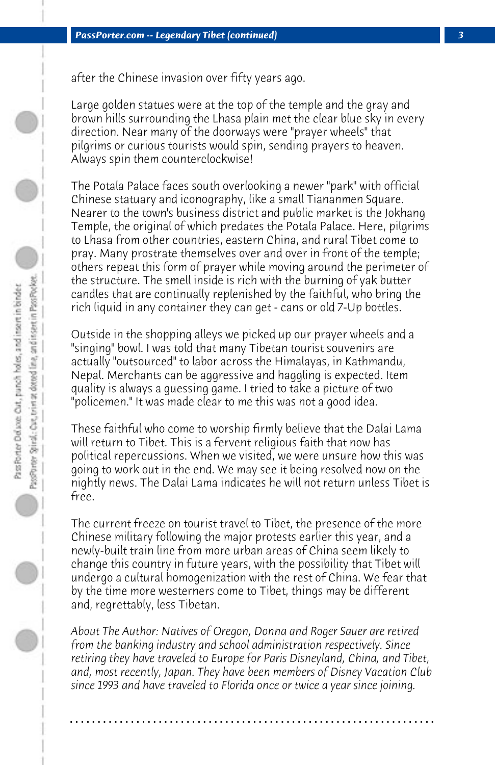after the Chinese invasion over fifty years ago.

Large golden statues were at the top of the temple and the gray and brown hills surrounding the Lhasa plain met the clear blue sky in every direction. Near many of the doorways were "prayer wheels" that pilgrims or curious tourists would spin, sending prayers to heaven. Always spin them counterclockwise!

The Potala Palace faces south overlooking a newer "park" with official Chinese statuary and iconography, like a small Tiananmen Square. Nearer to the town's business district and public market is the Jokhang Temple, the original of which predates the Potala Palace. Here, pilgrims to Lhasa from other countries, eastern China, and rural Tibet come to pray. Many prostrate themselves over and over in front of the temple; others repeat this form of prayer while moving around the perimeter of the structure. The smell inside is rich with the burning of yak butter candles that are continually replenished by the faithful, who bring the rich liquid in any container they can get - cans or old 7-Up bottles.

Outside in the shopping alleys we picked up our prayer wheels and a "singing" bowl. I was told that many Tibetan tourist souvenirs are actually "outsourced" to labor across the Himalayas, in Kathmandu, Nepal. Merchants can be aggressive and haggling is expected. Item quality is always a guessing game. I tried to take a picture of two "policemen." It was made clear to me this was not a good idea.

These faithful who come to worship firmly believe that the Dalai Lama will return to Tibet. This is a fervent religious faith that now has political repercussions. When we visited, we were unsure how this was going to work out in the end. We may see it being resolved now on the nightly news. The Dalai Lama indicates he will not return unless Tibet is free.

The current freeze on tourist travel to Tibet, the presence of the more Chinese military following the major protests earlier this year, and a newly-built train line from more urban areas of China seem likely to change this country in future years, with the possibility that Tibet will undergo a cultural homogenization with the rest of China. We fear that by the time more westerners come to Tibet, things may be different and, regrettably, less Tibetan.

*About The Author: Natives of Oregon, Donna and Roger Sauer are retired from the banking industry and school administration respectively. Since retiring they have traveled to Europe for Paris Disneyland, China, and Tibet, and, most recently, Japan. They have been members of Disney Vacation Club since 1993 and have traveled to Florida once or twice a year since joining.*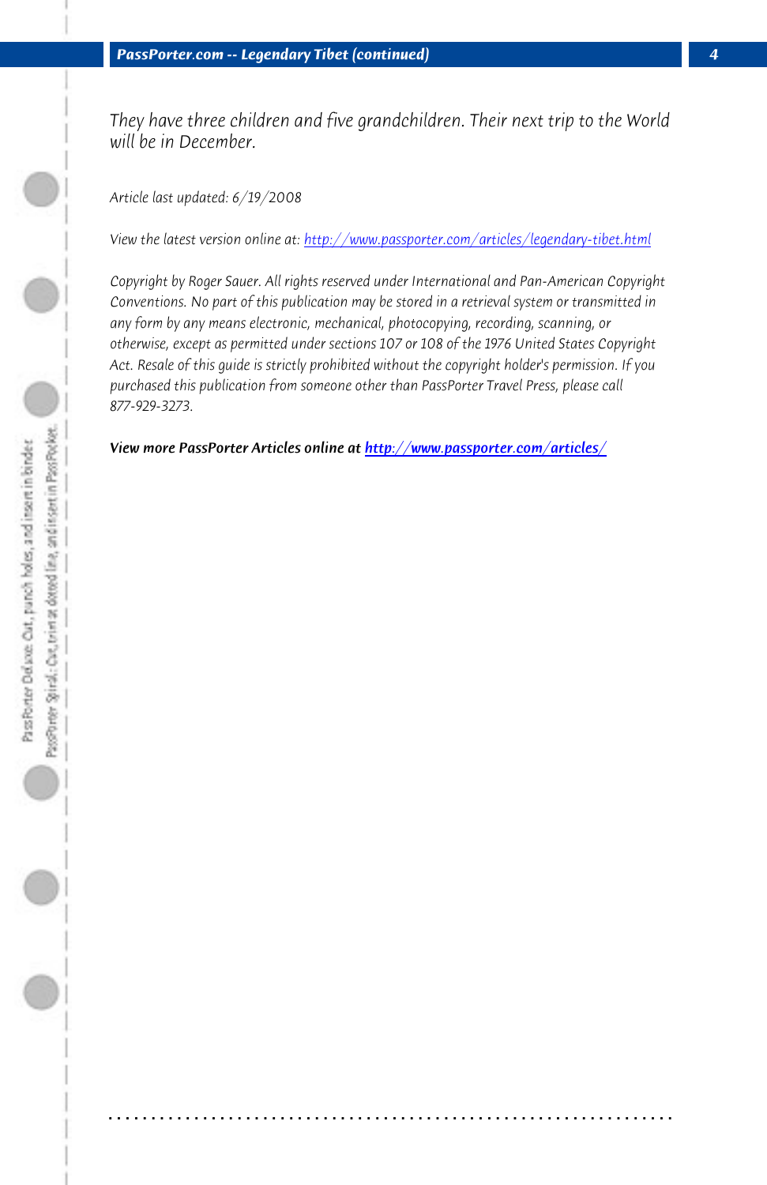*They have three children and five grandchildren. Their next trip to the World will be in December.*

*Article last updated: 6/19/2008*

*View the latest version online at: http://www.passporter.com/articles/legendary-tibet.html*

*Copyright by Roger Sauer. All rights reserved under International and Pan-American Copyright Conventions. No part of this publication may be stored in a retrieval system or transmitted in any form by any means electronic, mechanical, photocopying, recording, scanning, or otherwise, except as permitted under sections 107 or 108 of the 1976 United States Copyright Act. Resale of this guide is strictly prohibited without the copyright holder's permission. If you purchased this publication from someone other than PassPorter Travel Press, please call 877-929-3273.*

***View more PassPorter Articles online at http://www.passporter.com/articles/***